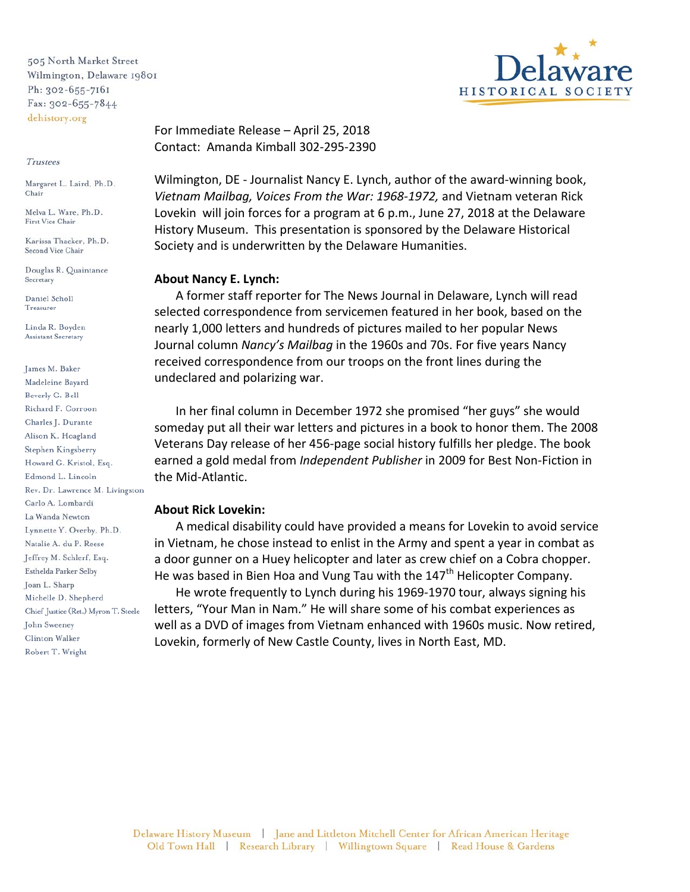505 North Market Street
Wilmington, Delaware 19801
Ph: 302-655-7161
Fax: 302-655-7844
dehistory.org

**Delaware HISTORICAL SOCIETY**

*Trustees*

Margaret L. Laird, Ph.D.
Chair

Melva L. Ware, Ph.D.
First Vice Chair

Karissa Thacker, Ph.D.
Second Vice Chair

Douglas R. Quaintance
Secretary

Daniel Scholl
Treasurer

Linda R. Boyden
Assistant Secretary

James M. Baker
Madeleine Bayard
Beverly C. Bell
Richard F. Corroon
Charles J. Durante
Alison K. Hoagland
Stephen Kingsberry
Howard G. Kristol, Esq.
Edmond L. Lincoln
Rev. Dr. Lawrence M. Livingston
Carlo A. Lombardi
La Wanda Newton
Lynnette Y. Overby, Ph.D.
Natalie A. du P. Reese
Jeffrey M. Schlerf, Esq.
Esthelda Parker Selby
Joan L. Sharp
Michelle D. Shepherd
Chief Justice (Ret.) Myron T. Steele
John Sweeney
Clinton Walker
Robert T. Wright

For Immediate Release – April 25, 2018
Contact: Amanda Kimball 302-295-2390

Wilmington, DE - Journalist Nancy E. Lynch, author of the award-winning book, *Vietnam Mailbag, Voices From the War: 1968-1972,* and Vietnam veteran Rick Lovekin will join forces for a program at 6 p.m., June 27, 2018 at the Delaware History Museum. This presentation is sponsored by the Delaware Historical Society and is underwritten by the Delaware Humanities.

**About Nancy E. Lynch:**

A former staff reporter for The News Journal in Delaware, Lynch will read selected correspondence from servicemen featured in her book, based on the nearly 1,000 letters and hundreds of pictures mailed to her popular News Journal column *Nancy's Mailbag* in the 1960s and 70s. For five years Nancy received correspondence from our troops on the front lines during the undeclared and polarizing war.

In her final column in December 1972 she promised "her guys" she would someday put all their war letters and pictures in a book to honor them. The 2008 Veterans Day release of her 456-page social history fulfills her pledge. The book earned a gold medal from *Independent Publisher* in 2009 for Best Non-Fiction in the Mid-Atlantic.

**About Rick Lovekin:**

A medical disability could have provided a means for Lovekin to avoid service in Vietnam, he chose instead to enlist in the Army and spent a year in combat as a door gunner on a Huey helicopter and later as crew chief on a Cobra chopper. He was based in Bien Hoa and Vung Tau with the 147th Helicopter Company.

He wrote frequently to Lynch during his 1969-1970 tour, always signing his letters, "Your Man in Nam." He will share some of his combat experiences as well as a DVD of images from Vietnam enhanced with 1960s music. Now retired, Lovekin, formerly of New Castle County, lives in North East, MD.

Delaware History Museum | Jane and Littleton Mitchell Center for African American Heritage
Old Town Hall | Research Library | Willingtown Square | Read House & Gardens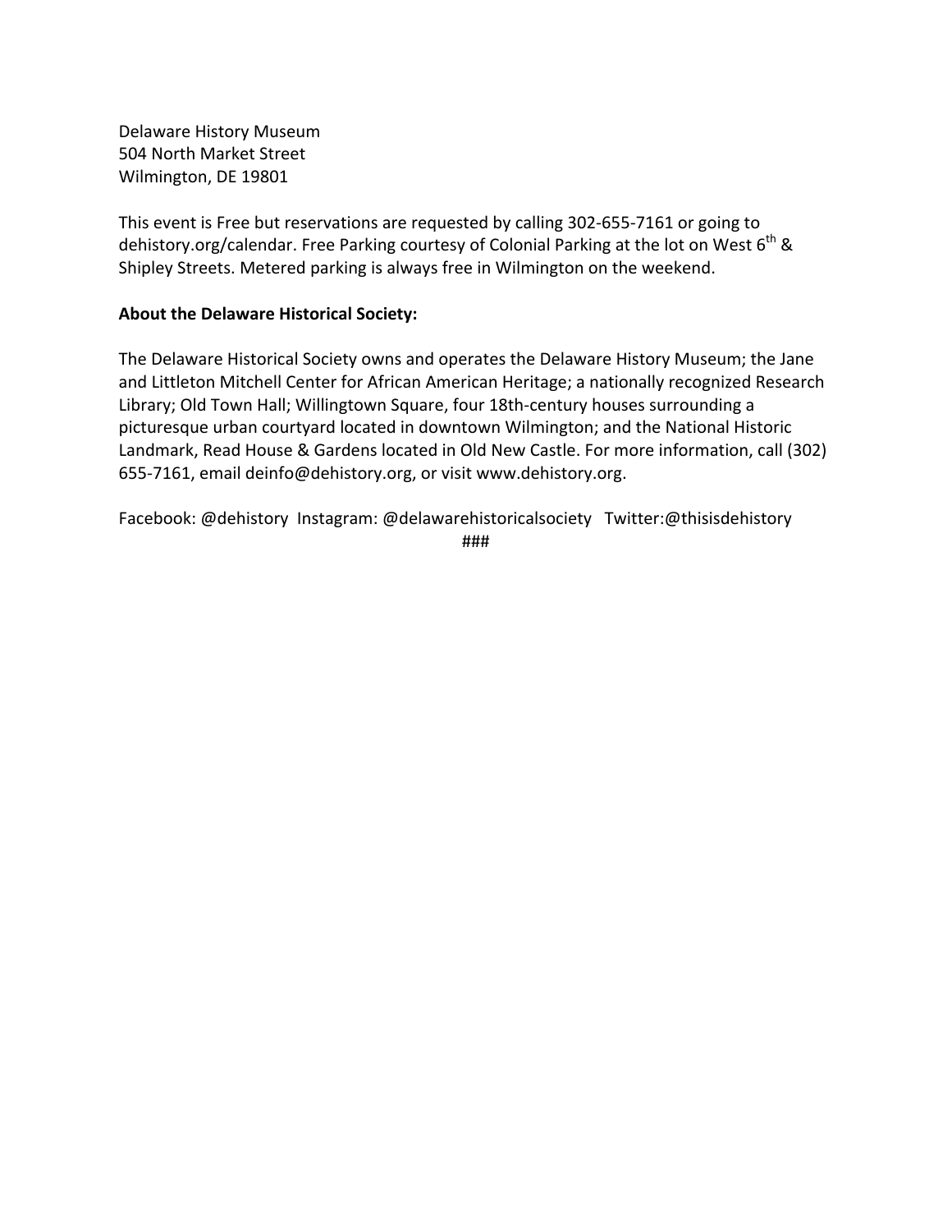Delaware History Museum
504 North Market Street
Wilmington, DE 19801

This event is Free but reservations are requested by calling 302-655-7161 or going to dehistory.org/calendar. Free Parking courtesy of Colonial Parking at the lot on West 6th & Shipley Streets. Metered parking is always free in Wilmington on the weekend.

**About the Delaware Historical Society:**

The Delaware Historical Society owns and operates the Delaware History Museum; the Jane and Littleton Mitchell Center for African American Heritage; a nationally recognized Research Library; Old Town Hall; Willingtown Square, four 18th-century houses surrounding a picturesque urban courtyard located in downtown Wilmington; and the National Historic Landmark, Read House & Gardens located in Old New Castle. For more information, call (302) 655-7161, email deinfo@dehistory.org, or visit www.dehistory.org.

Facebook: @dehistory  Instagram: @delawarehistoricalsociety   Twitter:@thisisdehistory

###